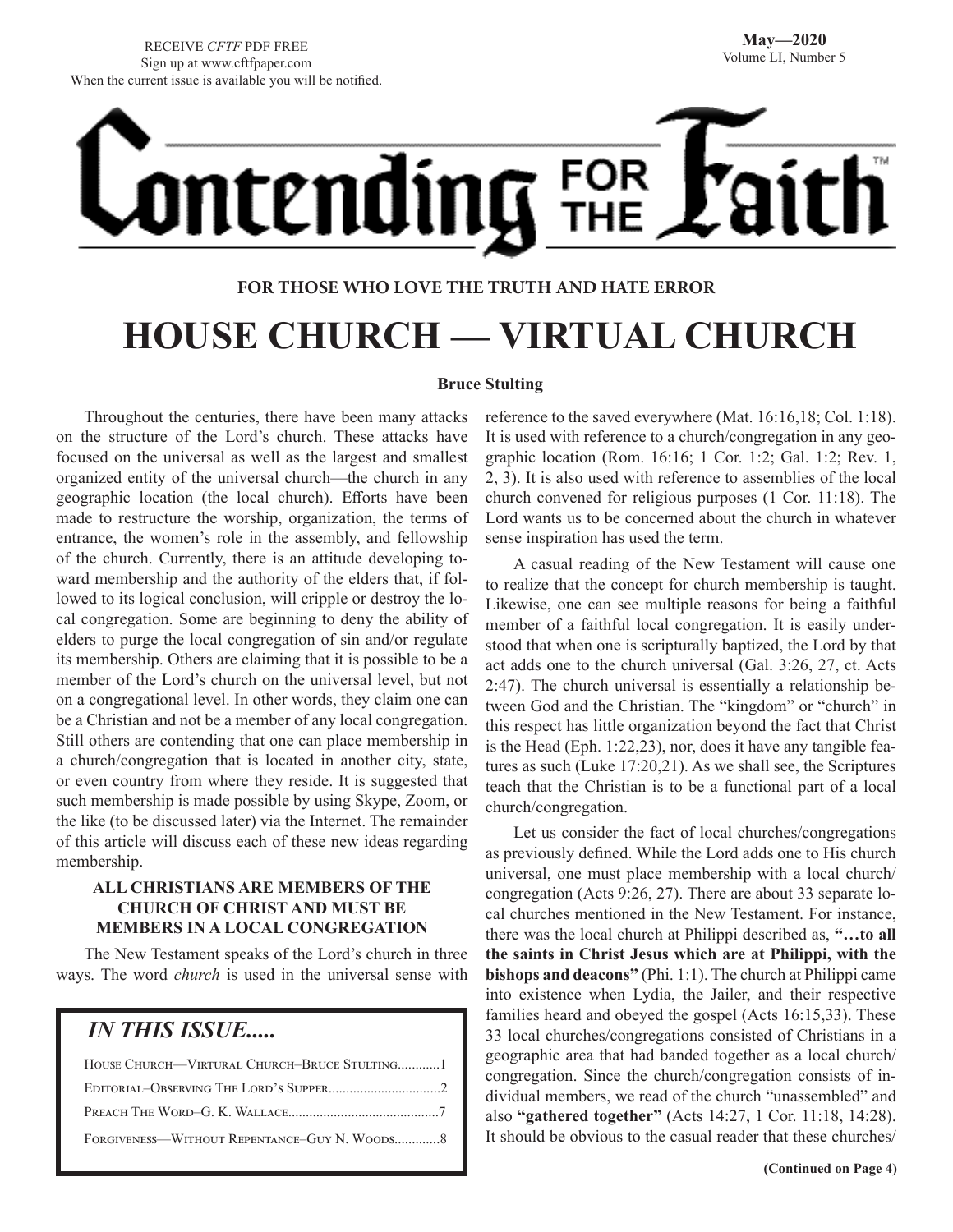RECEIVE *CFTF* PDF FREE
Sign up at www.cftfpaper.com
When the current issue is available you will be notified.

**May—2020**
Volume LI, Number 5

# Contending FOR THE Faith™

**FOR THOSE WHO LOVE THE TRUTH AND HATE ERROR**

# HOUSE CHURCH — VIRTUAL CHURCH

**Bruce Stulting**

Throughout the centuries, there have been many attacks on the structure of the Lord's church. These attacks have focused on the universal as well as the largest and smallest organized entity of the universal church—the church in any geographic location (the local church). Efforts have been made to restructure the worship, organization, the terms of entrance, the women's role in the assembly, and fellowship of the church. Currently, there is an attitude developing toward membership and the authority of the elders that, if followed to its logical conclusion, will cripple or destroy the local congregation. Some are beginning to deny the ability of elders to purge the local congregation of sin and/or regulate its membership. Others are claiming that it is possible to be a member of the Lord's church on the universal level, but not on a congregational level. In other words, they claim one can be a Christian and not be a member of any local congregation. Still others are contending that one can place membership in a church/congregation that is located in another city, state, or even country from where they reside. It is suggested that such membership is made possible by using Skype, Zoom, or the like (to be discussed later) via the Internet. The remainder of this article will discuss each of these new ideas regarding membership.

### ALL CHRISTIANS ARE MEMBERS OF THE CHURCH OF CHRIST AND MUST BE MEMBERS IN A LOCAL CONGREGATION

The New Testament speaks of the Lord's church in three ways. The word *church* is used in the universal sense with reference to the saved everywhere (Mat. 16:16,18; Col. 1:18). It is used with reference to a church/congregation in any geographic location (Rom. 16:16; 1 Cor. 1:2; Gal. 1:2; Rev. 1, 2, 3). It is also used with reference to assemblies of the local church convened for religious purposes (1 Cor. 11:18). The Lord wants us to be concerned about the church in whatever sense inspiration has used the term.

A casual reading of the New Testament will cause one to realize that the concept for church membership is taught. Likewise, one can see multiple reasons for being a faithful member of a faithful local congregation. It is easily understood that when one is scripturally baptized, the Lord by that act adds one to the church universal (Gal. 3:26, 27, ct. Acts 2:47). The church universal is essentially a relationship between God and the Christian. The "kingdom" or "church" in this respect has little organization beyond the fact that Christ is the Head (Eph. 1:22,23), nor, does it have any tangible features as such (Luke 17:20,21). As we shall see, the Scriptures teach that the Christian is to be a functional part of a local church/congregation.

Let us consider the fact of local churches/congregations as previously defined. While the Lord adds one to His church universal, one must place membership with a local church/congregation (Acts 9:26, 27). There are about 33 separate local churches mentioned in the New Testament. For instance, there was the local church at Philippi described as, **"…to all the saints in Christ Jesus which are at Philippi, with the bishops and deacons"** (Phi. 1:1). The church at Philippi came into existence when Lydia, the Jailer, and their respective families heard and obeyed the gospel (Acts 16:15,33). These 33 local churches/congregations consisted of Christians in a geographic area that had banded together as a local church/congregation. Since the church/congregation consists of individual members, we read of the church "unassembled" and also **"gathered together"** (Acts 14:27, 1 Cor. 11:18, 14:28). It should be obvious to the casual reader that these churches/

**(Continued on Page 4)**

## *IN THIS ISSUE.....*

- House Church—Virtural Church–Bruce Stulting............1
- Editorial–Observing The Lord's Supper................................2
- Preach The Word–G. K. Wallace...........................................7
- Forgiveness—Without Repentance–Guy N. Woods.............8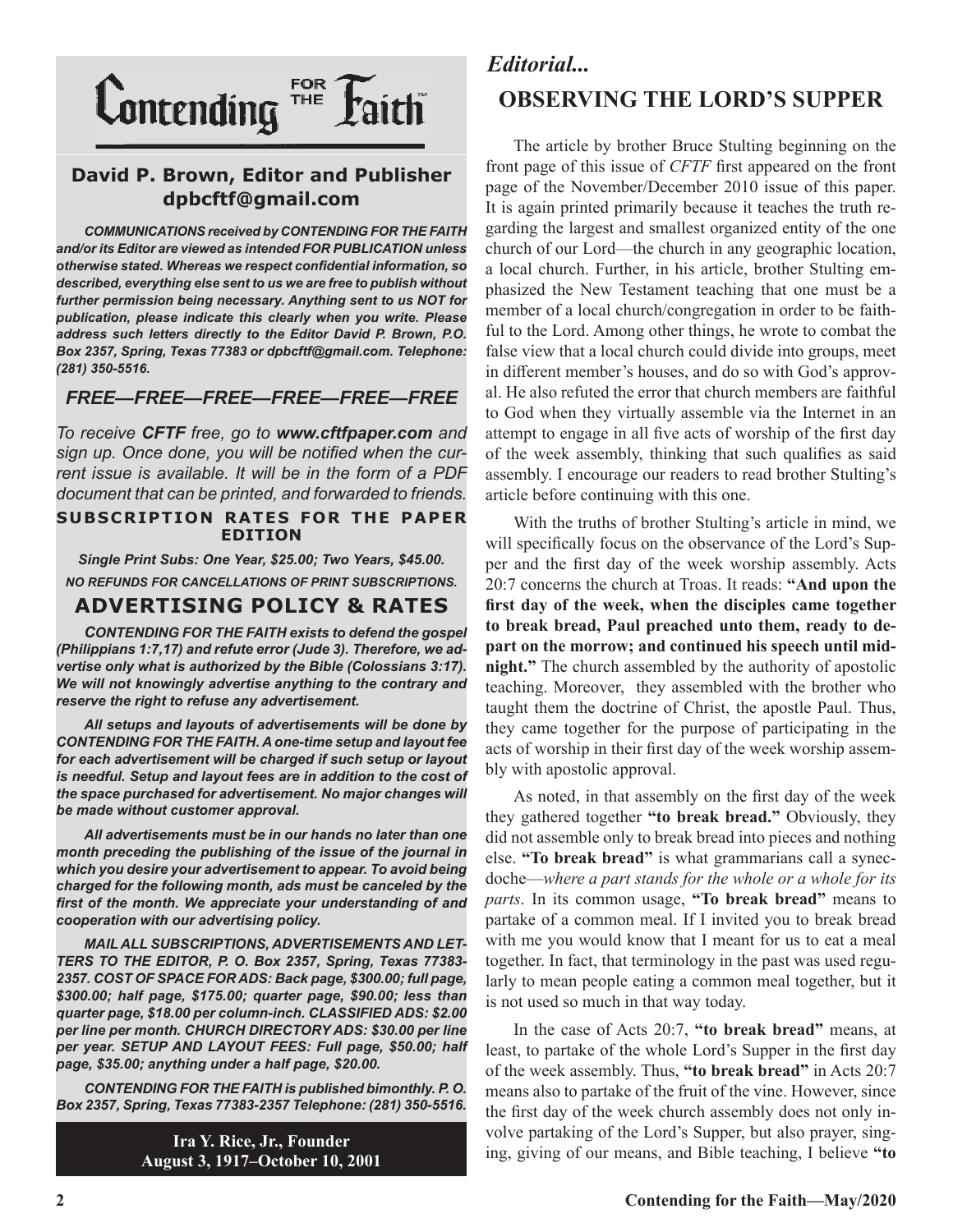# Contending FOR THE Faith™

**David P. Brown, Editor and Publisher**
**dpbcftf@gmail.com**

***COMMUNICATIONS received by CONTENDING FOR THE FAITH and/or its Editor are viewed as intended FOR PUBLICATION unless otherwise stated. Whereas we respect confidential information, so described, everything else sent to us we are free to publish without further permission being necessary. Anything sent to us NOT for publication, please indicate this clearly when you write. Please address such letters directly to the Editor David P. Brown, P.O. Box 2357, Spring, Texas 77383 or dpbcftf@gmail.com. Telephone: (281) 350-5516.***

## *FREE—FREE—FREE—FREE—FREE—FREE*

*To receive **CFTF** free, go to **www.cftfpaper.com** and sign up. Once done, you will be notified when the current issue is available. It will be in the form of a PDF document that can be printed, and forwarded to friends.*

**SUBSCRIPTION RATES FOR THE PAPER EDITION**

***Single Print Subs: One Year, $25.00; Two Years, $45.00.***

***NO REFUNDS FOR CANCELLATIONS OF PRINT SUBSCRIPTIONS.***

## ADVERTISING POLICY & RATES

***CONTENDING FOR THE FAITH exists to defend the gospel (Philippians 1:7,17) and refute error (Jude 3). Therefore, we advertise only what is authorized by the Bible (Colossians 3:17). We will not knowingly advertise anything to the contrary and reserve the right to refuse any advertisement.***

***All setups and layouts of advertisements will be done by CONTENDING FOR THE FAITH. A one-time setup and layout fee for each advertisement will be charged if such setup or layout is needful. Setup and layout fees are in addition to the cost of the space purchased for advertisement. No major changes will be made without customer approval.***

***All advertisements must be in our hands no later than one month preceding the publishing of the issue of the journal in which you desire your advertisement to appear. To avoid being charged for the following month, ads must be canceled by the first of the month. We appreciate your understanding of and cooperation with our advertising policy.***

***MAIL ALL SUBSCRIPTIONS, ADVERTISEMENTS AND LETTERS TO THE EDITOR, P. O. Box 2357, Spring, Texas 77383-2357. COST OF SPACE FOR ADS: Back page, $300.00; full page, $300.00; half page, $175.00; quarter page, $90.00; less than quarter page, $18.00 per column-inch. CLASSIFIED ADS: $2.00 per line per month. CHURCH DIRECTORY ADS: $30.00 per line per year. SETUP AND LAYOUT FEES: Full page, $50.00; half page, $35.00; anything under a half page, $20.00.***

***CONTENDING FOR THE FAITH is published bimonthly. P. O. Box 2357, Spring, Texas 77383-2357 Telephone: (281) 350-5516.***

**Ira Y. Rice, Jr., Founder**
**August 3, 1917–October 10, 2001**

*Editorial...*

# OBSERVING THE LORD'S SUPPER

The article by brother Bruce Stulting beginning on the front page of this issue of *CFTF* first appeared on the front page of the November/December 2010 issue of this paper. It is again printed primarily because it teaches the truth regarding the largest and smallest organized entity of the one church of our Lord—the church in any geographic location, a local church. Further, in his article, brother Stulting emphasized the New Testament teaching that one must be a member of a local church/congregation in order to be faithful to the Lord. Among other things, he wrote to combat the false view that a local church could divide into groups, meet in different member's houses, and do so with God's approval. He also refuted the error that church members are faithful to God when they virtually assemble via the Internet in an attempt to engage in all five acts of worship of the first day of the week assembly, thinking that such qualifies as said assembly. I encourage our readers to read brother Stulting's article before continuing with this one.

With the truths of brother Stulting's article in mind, we will specifically focus on the observance of the Lord's Supper and the first day of the week worship assembly. Acts 20:7 concerns the church at Troas. It reads: **"And upon the first day of the week, when the disciples came together to break bread, Paul preached unto them, ready to depart on the morrow; and continued his speech until midnight."** The church assembled by the authority of apostolic teaching. Moreover, they assembled with the brother who taught them the doctrine of Christ, the apostle Paul. Thus, they came together for the purpose of participating in the acts of worship in their first day of the week worship assembly with apostolic approval.

As noted, in that assembly on the first day of the week they gathered together **"to break bread."** Obviously, they did not assemble only to break bread into pieces and nothing else. **"To break bread"** is what grammarians call a synecdoche—*where a part stands for the whole or a whole for its parts*. In its common usage, **"To break bread"** means to partake of a common meal. If I invited you to break bread with me you would know that I meant for us to eat a meal together. In fact, that terminology in the past was used regularly to mean people eating a common meal together, but it is not used so much in that way today.

In the case of Acts 20:7, **"to break bread"** means, at least, to partake of the whole Lord's Supper in the first day of the week assembly. Thus, **"to break bread"** in Acts 20:7 means also to partake of the fruit of the vine. However, since the first day of the week church assembly does not only involve partaking of the Lord's Supper, but also prayer, singing, giving of our means, and Bible teaching, I believe **"to**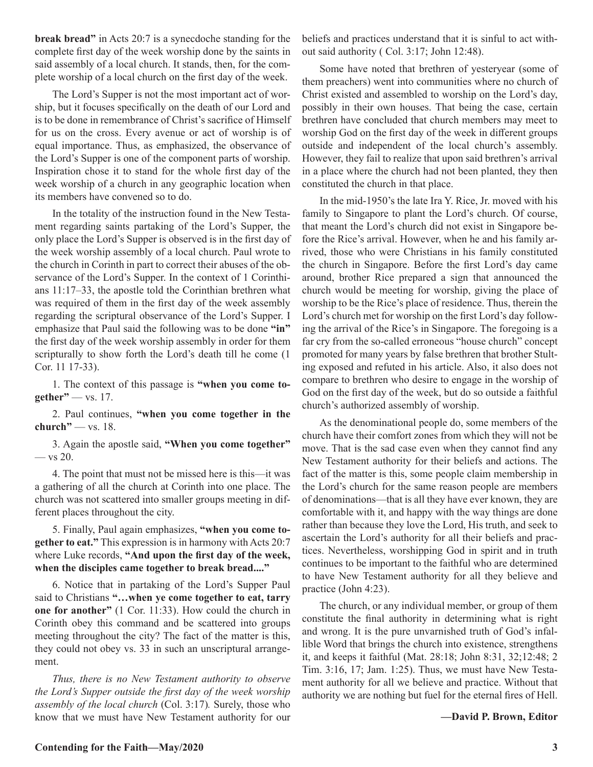**break bread"** in Acts 20:7 is a synecdoche standing for the complete first day of the week worship done by the saints in said assembly of a local church. It stands, then, for the complete worship of a local church on the first day of the week.

The Lord's Supper is not the most important act of worship, but it focuses specifically on the death of our Lord and is to be done in remembrance of Christ's sacrifice of Himself for us on the cross. Every avenue or act of worship is of equal importance. Thus, as emphasized, the observance of the Lord's Supper is one of the component parts of worship. Inspiration chose it to stand for the whole first day of the week worship of a church in any geographic location when its members have convened so to do.

In the totality of the instruction found in the New Testament regarding saints partaking of the Lord's Supper, the only place the Lord's Supper is observed is in the first day of the week worship assembly of a local church. Paul wrote to the church in Corinth in part to correct their abuses of the observance of the Lord's Supper. In the context of 1 Corinthians 11:17–33, the apostle told the Corinthian brethren what was required of them in the first day of the week assembly regarding the scriptural observance of the Lord's Supper. I emphasize that Paul said the following was to be done **"in"** the first day of the week worship assembly in order for them scripturally to show forth the Lord's death till he come (1 Cor. 11 17-33).

1. The context of this passage is **"when you come together"** — vs. 17.

2. Paul continues, **"when you come together in the church"** — vs. 18.

3. Again the apostle said, **"When you come together"** — vs 20.

4. The point that must not be missed here is this—it was a gathering of all the church at Corinth into one place. The church was not scattered into smaller groups meeting in different places throughout the city.

5. Finally, Paul again emphasizes, **"when you come together to eat."** This expression is in harmony with Acts 20:7 where Luke records, **"And upon the first day of the week, when the disciples came together to break bread...."**

6. Notice that in partaking of the Lord's Supper Paul said to Christians **"…when ye come together to eat, tarry one for another"** (1 Cor. 11:33). How could the church in Corinth obey this command and be scattered into groups meeting throughout the city? The fact of the matter is this, they could not obey vs. 33 in such an unscriptural arrangement.

*Thus, there is no New Testament authority to observe the Lord's Supper outside the first day of the week worship assembly of the local church* (Col. 3:17)*.* Surely, those who know that we must have New Testament authority for our beliefs and practices understand that it is sinful to act without said authority ( Col. 3:17; John 12:48).

Some have noted that brethren of yesteryear (some of them preachers) went into communities where no church of Christ existed and assembled to worship on the Lord's day, possibly in their own houses. That being the case, certain brethren have concluded that church members may meet to worship God on the first day of the week in different groups outside and independent of the local church's assembly. However, they fail to realize that upon said brethren's arrival in a place where the church had not been planted, they then constituted the church in that place.

In the mid-1950's the late Ira Y. Rice, Jr. moved with his family to Singapore to plant the Lord's church. Of course, that meant the Lord's church did not exist in Singapore before the Rice's arrival. However, when he and his family arrived, those who were Christians in his family constituted the church in Singapore. Before the first Lord's day came around, brother Rice prepared a sign that announced the church would be meeting for worship, giving the place of worship to be the Rice's place of residence. Thus, therein the Lord's church met for worship on the first Lord's day following the arrival of the Rice's in Singapore. The foregoing is a far cry from the so-called erroneous "house church" concept promoted for many years by false brethren that brother Stulting exposed and refuted in his article. Also, it also does not compare to brethren who desire to engage in the worship of God on the first day of the week, but do so outside a faithful church's authorized assembly of worship.

As the denominational people do, some members of the church have their comfort zones from which they will not be move. That is the sad case even when they cannot find any New Testament authority for their beliefs and actions. The fact of the matter is this, some people claim membership in the Lord's church for the same reason people are members of denominations—that is all they have ever known, they are comfortable with it, and happy with the way things are done rather than because they love the Lord, His truth, and seek to ascertain the Lord's authority for all their beliefs and practices. Nevertheless, worshipping God in spirit and in truth continues to be important to the faithful who are determined to have New Testament authority for all they believe and practice (John 4:23).

The church, or any individual member, or group of them constitute the final authority in determining what is right and wrong. It is the pure unvarnished truth of God's infallible Word that brings the church into existence, strengthens it, and keeps it faithful (Mat. 28:18; John 8:31, 32;12:48; 2 Tim. 3:16, 17; Jam. 1:25). Thus, we must have New Testament authority for all we believe and practice. Without that authority we are nothing but fuel for the eternal fires of Hell.

**—David P. Brown, Editor**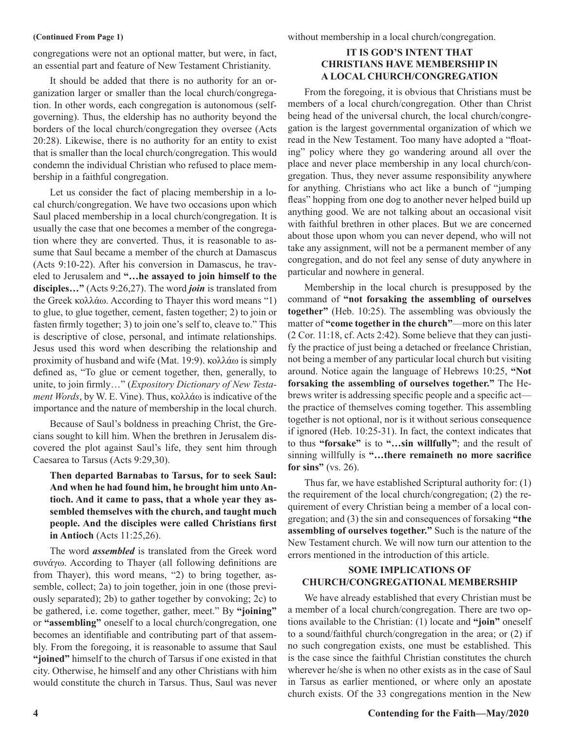**(Continued From Page 1)**

congregations were not an optional matter, but were, in fact, an essential part and feature of New Testament Christianity.

It should be added that there is no authority for an organization larger or smaller than the local church/congregation. In other words, each congregation is autonomous (self-governing). Thus, the eldership has no authority beyond the borders of the local church/congregation they oversee (Acts 20:28). Likewise, there is no authority for an entity to exist that is smaller than the local church/congregation. This would condemn the individual Christian who refused to place membership in a faithful congregation.

Let us consider the fact of placing membership in a local church/congregation. We have two occasions upon which Saul placed membership in a local church/congregation. It is usually the case that one becomes a member of the congregation where they are converted. Thus, it is reasonable to assume that Saul became a member of the church at Damascus (Acts 9:10-22). After his conversion in Damascus, he traveled to Jerusalem and **"…he assayed to join himself to the disciples…"** (Acts 9:26,27). The word ***join*** is translated from the Greek κολλάω. According to Thayer this word means "1) to glue, to glue together, cement, fasten together; 2) to join or fasten firmly together; 3) to join one's self to, cleave to." This is descriptive of close, personal, and intimate relationships. Jesus used this word when describing the relationship and proximity of husband and wife (Mat. 19:9). κολλάω is simply defined as, "To glue or cement together, then, generally, to unite, to join firmly…" (*Expository Dictionary of New Testament Words*, by W. E. Vine). Thus, κολλάω is indicative of the importance and the nature of membership in the local church.

Because of Saul's boldness in preaching Christ, the Grecians sought to kill him. When the brethren in Jerusalem discovered the plot against Saul's life, they sent him through Caesarea to Tarsus (Acts 9:29,30).

> **Then departed Barnabas to Tarsus, for to seek Saul: And when he had found him, he brought him unto Antioch. And it came to pass, that a whole year they assembled themselves with the church, and taught much people. And the disciples were called Christians first in Antioch** (Acts 11:25,26).

The word ***assembled*** is translated from the Greek word συνάγω. According to Thayer (all following definitions are from Thayer), this word means, "2) to bring together, assemble, collect; 2a) to join together, join in one (those previously separated); 2b) to gather together by convoking; 2c) to be gathered, i.e. come together, gather, meet." By **"joining"** or **"assembling"** oneself to a local church/congregation, one becomes an identifiable and contributing part of that assembly. From the foregoing, it is reasonable to assume that Saul **"joined"** himself to the church of Tarsus if one existed in that city. Otherwise, he himself and any other Christians with him would constitute the church in Tarsus. Thus, Saul was never without membership in a local church/congregation.

### IT IS GOD'S INTENT THAT CHRISTIANS HAVE MEMBERSHIP IN A LOCAL CHURCH/CONGREGATION

From the foregoing, it is obvious that Christians must be members of a local church/congregation. Other than Christ being head of the universal church, the local church/congregation is the largest governmental organization of which we read in the New Testament. Too many have adopted a "floating" policy where they go wandering around all over the place and never place membership in any local church/congregation. Thus, they never assume responsibility anywhere for anything. Christians who act like a bunch of "jumping fleas" hopping from one dog to another never helped build up anything good. We are not talking about an occasional visit with faithful brethren in other places. But we are concerned about those upon whom you can never depend, who will not take any assignment, will not be a permanent member of any congregation, and do not feel any sense of duty anywhere in particular and nowhere in general.

Membership in the local church is presupposed by the command of **"not forsaking the assembling of ourselves together"** (Heb. 10:25). The assembling was obviously the matter of **"come together in the church"**—more on this later (2 Cor. 11:18, cf. Acts 2:42). Some believe that they can justify the practice of just being a detached or freelance Christian, not being a member of any particular local church but visiting around. Notice again the language of Hebrews 10:25, **"Not forsaking the assembling of ourselves together."** The Hebrews writer is addressing specific people and a specific act—the practice of themselves coming together. This assembling together is not optional, nor is it without serious consequence if ignored (Heb. 10:25-31). In fact, the context indicates that to thus **"forsake"** is to **"…sin willfully"**; and the result of sinning willfully is **"…there remaineth no more sacrifice for sins"** (vs. 26).

Thus far, we have established Scriptural authority for: (1) the requirement of the local church/congregation; (2) the requirement of every Christian being a member of a local congregation; and (3) the sin and consequences of forsaking **"the assembling of ourselves together."** Such is the nature of the New Testament church. We will now turn our attention to the errors mentioned in the introduction of this article.

### SOME IMPLICATIONS OF CHURCH/CONGREGATIONAL MEMBERSHIP

We have already established that every Christian must be a member of a local church/congregation. There are two options available to the Christian: (1) locate and **"join"** oneself to a sound/faithful church/congregation in the area; or (2) if no such congregation exists, one must be established. This is the case since the faithful Christian constitutes the church wherever he/she is when no other exists as in the case of Saul in Tarsus as earlier mentioned, or where only an apostate church exists. Of the 33 congregations mention in the New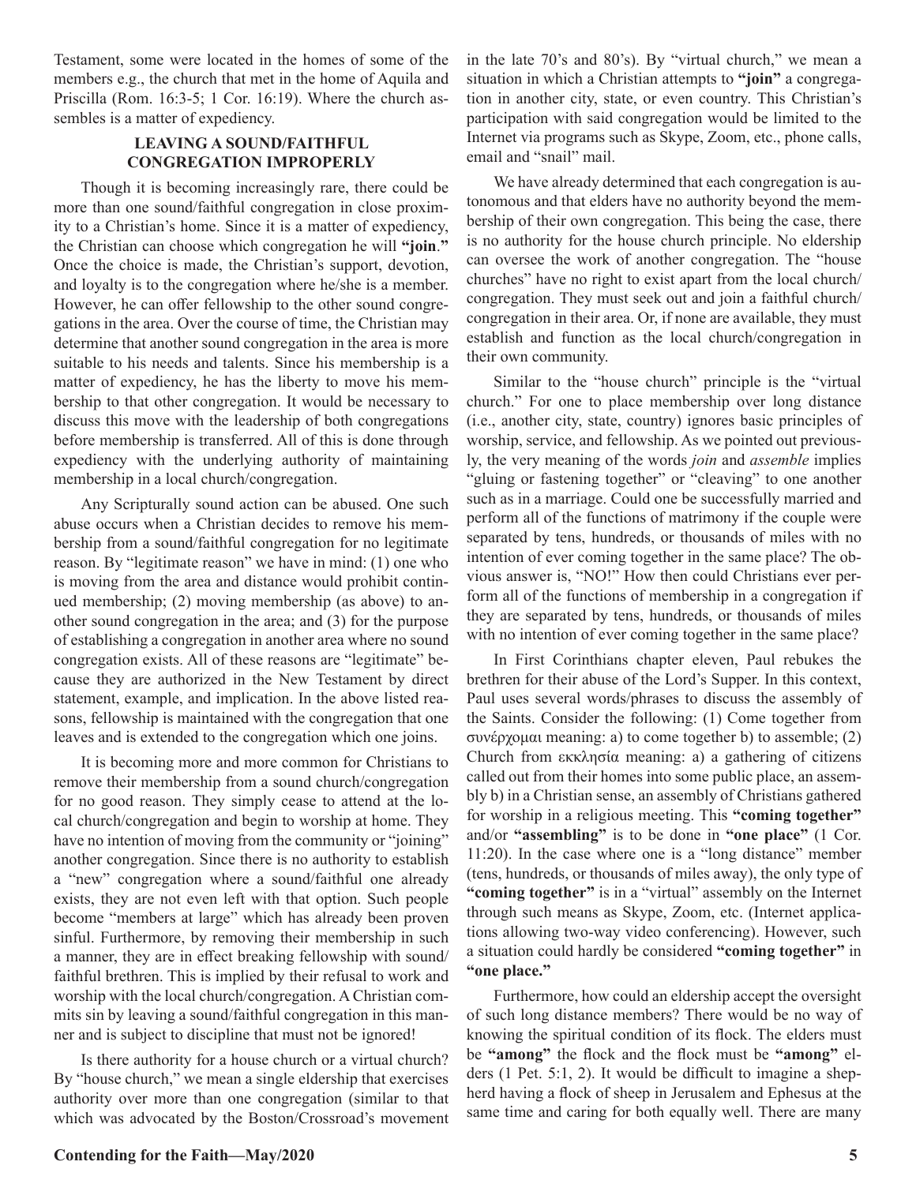Testament, some were located in the homes of some of the members e.g., the church that met in the home of Aquila and Priscilla (Rom. 16:3-5; 1 Cor. 16:19). Where the church assembles is a matter of expediency.

### LEAVING A SOUND/FAITHFUL CONGREGATION IMPROPERLY

Though it is becoming increasingly rare, there could be more than one sound/faithful congregation in close proximity to a Christian's home. Since it is a matter of expediency, the Christian can choose which congregation he will **"join."** Once the choice is made, the Christian's support, devotion, and loyalty is to the congregation where he/she is a member. However, he can offer fellowship to the other sound congregations in the area. Over the course of time, the Christian may determine that another sound congregation in the area is more suitable to his needs and talents. Since his membership is a matter of expediency, he has the liberty to move his membership to that other congregation. It would be necessary to discuss this move with the leadership of both congregations before membership is transferred. All of this is done through expediency with the underlying authority of maintaining membership in a local church/congregation.

Any Scripturally sound action can be abused. One such abuse occurs when a Christian decides to remove his membership from a sound/faithful congregation for no legitimate reason. By "legitimate reason" we have in mind: (1) one who is moving from the area and distance would prohibit continued membership; (2) moving membership (as above) to another sound congregation in the area; and (3) for the purpose of establishing a congregation in another area where no sound congregation exists. All of these reasons are "legitimate" because they are authorized in the New Testament by direct statement, example, and implication. In the above listed reasons, fellowship is maintained with the congregation that one leaves and is extended to the congregation which one joins.

It is becoming more and more common for Christians to remove their membership from a sound church/congregation for no good reason. They simply cease to attend at the local church/congregation and begin to worship at home. They have no intention of moving from the community or "joining" another congregation. Since there is no authority to establish a "new" congregation where a sound/faithful one already exists, they are not even left with that option. Such people become "members at large" which has already been proven sinful. Furthermore, by removing their membership in such a manner, they are in effect breaking fellowship with sound/faithful brethren. This is implied by their refusal to work and worship with the local church/congregation. A Christian commits sin by leaving a sound/faithful congregation in this manner and is subject to discipline that must not be ignored!

Is there authority for a house church or a virtual church? By "house church," we mean a single eldership that exercises authority over more than one congregation (similar to that which was advocated by the Boston/Crossroad's movement in the late 70's and 80's). By "virtual church," we mean a situation in which a Christian attempts to **"join"** a congregation in another city, state, or even country. This Christian's participation with said congregation would be limited to the Internet via programs such as Skype, Zoom, etc., phone calls, email and "snail" mail.

We have already determined that each congregation is autonomous and that elders have no authority beyond the membership of their own congregation. This being the case, there is no authority for the house church principle. No eldership can oversee the work of another congregation. The "house churches" have no right to exist apart from the local church/congregation. They must seek out and join a faithful church/congregation in their area. Or, if none are available, they must establish and function as the local church/congregation in their own community.

Similar to the "house church" principle is the "virtual church." For one to place membership over long distance (i.e., another city, state, country) ignores basic principles of worship, service, and fellowship. As we pointed out previously, the very meaning of the words *join* and *assemble* implies "gluing or fastening together" or "cleaving" to one another such as in a marriage. Could one be successfully married and perform all of the functions of matrimony if the couple were separated by tens, hundreds, or thousands of miles with no intention of ever coming together in the same place? The obvious answer is, "NO!" How then could Christians ever perform all of the functions of membership in a congregation if they are separated by tens, hundreds, or thousands of miles with no intention of ever coming together in the same place?

In First Corinthians chapter eleven, Paul rebukes the brethren for their abuse of the Lord's Supper. In this context, Paul uses several words/phrases to discuss the assembly of the Saints. Consider the following: (1) Come together from συνέρχομαι meaning: a) to come together b) to assemble; (2) Church from εκκλησία meaning: a) a gathering of citizens called out from their homes into some public place, an assembly b) in a Christian sense, an assembly of Christians gathered for worship in a religious meeting. This **"coming together"** and/or **"assembling"** is to be done in **"one place"** (1 Cor. 11:20). In the case where one is a "long distance" member (tens, hundreds, or thousands of miles away), the only type of **"coming together"** is in a "virtual" assembly on the Internet through such means as Skype, Zoom, etc. (Internet applications allowing two-way video conferencing). However, such a situation could hardly be considered **"coming together"** in **"one place."**

Furthermore, how could an eldership accept the oversight of such long distance members? There would be no way of knowing the spiritual condition of its flock. The elders must be **"among"** the flock and the flock must be **"among"** elders (1 Pet. 5:1, 2). It would be difficult to imagine a shepherd having a flock of sheep in Jerusalem and Ephesus at the same time and caring for both equally well. There are many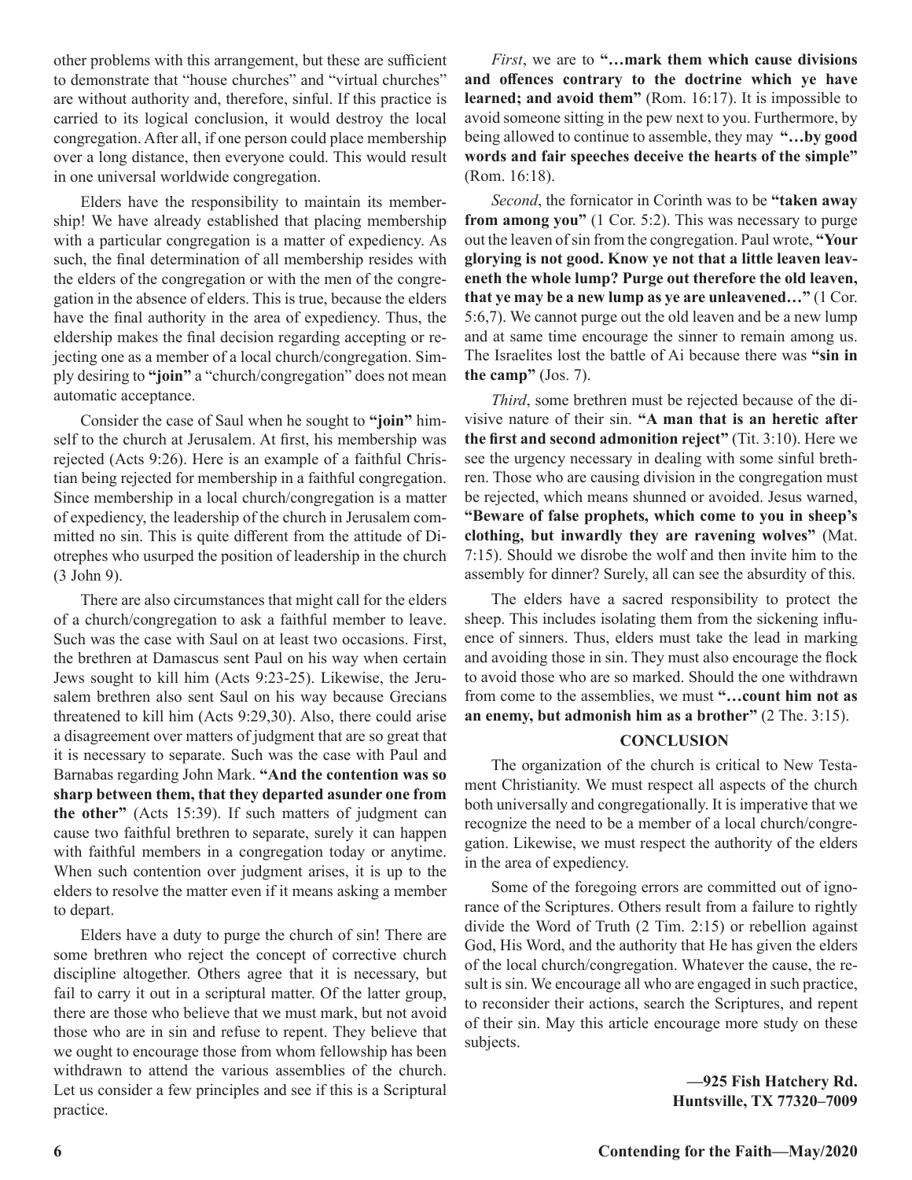other problems with this arrangement, but these are sufficient to demonstrate that "house churches" and "virtual churches" are without authority and, therefore, sinful. If this practice is carried to its logical conclusion, it would destroy the local congregation. After all, if one person could place membership over a long distance, then everyone could. This would result in one universal worldwide congregation.

Elders have the responsibility to maintain its membership! We have already established that placing membership with a particular congregation is a matter of expediency. As such, the final determination of all membership resides with the elders of the congregation or with the men of the congregation in the absence of elders. This is true, because the elders have the final authority in the area of expediency. Thus, the eldership makes the final decision regarding accepting or rejecting one as a member of a local church/congregation. Simply desiring to **"join"** a "church/congregation" does not mean automatic acceptance.

Consider the case of Saul when he sought to **"join"** himself to the church at Jerusalem. At first, his membership was rejected (Acts 9:26). Here is an example of a faithful Christian being rejected for membership in a faithful congregation. Since membership in a local church/congregation is a matter of expediency, the leadership of the church in Jerusalem committed no sin. This is quite different from the attitude of Diotrephes who usurped the position of leadership in the church (3 John 9).

There are also circumstances that might call for the elders of a church/congregation to ask a faithful member to leave. Such was the case with Saul on at least two occasions. First, the brethren at Damascus sent Paul on his way when certain Jews sought to kill him (Acts 9:23-25). Likewise, the Jerusalem brethren also sent Saul on his way because Grecians threatened to kill him (Acts 9:29,30). Also, there could arise a disagreement over matters of judgment that are so great that it is necessary to separate. Such was the case with Paul and Barnabas regarding John Mark. **"And the contention was so sharp between them, that they departed asunder one from the other"** (Acts 15:39). If such matters of judgment can cause two faithful brethren to separate, surely it can happen with faithful members in a congregation today or anytime. When such contention over judgment arises, it is up to the elders to resolve the matter even if it means asking a member to depart.

Elders have a duty to purge the church of sin! There are some brethren who reject the concept of corrective church discipline altogether. Others agree that it is necessary, but fail to carry it out in a scriptural matter. Of the latter group, there are those who believe that we must mark, but not avoid those who are in sin and refuse to repent. They believe that we ought to encourage those from whom fellowship has been withdrawn to attend the various assemblies of the church. Let us consider a few principles and see if this is a Scriptural practice.

*First*, we are to **"…mark them which cause divisions and offences contrary to the doctrine which ye have learned; and avoid them"** (Rom. 16:17). It is impossible to avoid someone sitting in the pew next to you. Furthermore, by being allowed to continue to assemble, they may **"…by good words and fair speeches deceive the hearts of the simple"** (Rom. 16:18).

*Second*, the fornicator in Corinth was to be **"taken away from among you"** (1 Cor. 5:2). This was necessary to purge out the leaven of sin from the congregation. Paul wrote, **"Your glorying is not good. Know ye not that a little leaven leaveneth the whole lump? Purge out therefore the old leaven, that ye may be a new lump as ye are unleavened…"** (1 Cor. 5:6,7). We cannot purge out the old leaven and be a new lump and at same time encourage the sinner to remain among us. The Israelites lost the battle of Ai because there was **"sin in the camp"** (Jos. 7).

*Third*, some brethren must be rejected because of the divisive nature of their sin. **"A man that is an heretic after the first and second admonition reject"** (Tit. 3:10). Here we see the urgency necessary in dealing with some sinful brethren. Those who are causing division in the congregation must be rejected, which means shunned or avoided. Jesus warned, **"Beware of false prophets, which come to you in sheep's clothing, but inwardly they are ravening wolves"** (Mat. 7:15). Should we disrobe the wolf and then invite him to the assembly for dinner? Surely, all can see the absurdity of this.

The elders have a sacred responsibility to protect the sheep. This includes isolating them from the sickening influence of sinners. Thus, elders must take the lead in marking and avoiding those in sin. They must also encourage the flock to avoid those who are so marked. Should the one withdrawn from come to the assemblies, we must **"…count him not as an enemy, but admonish him as a brother"** (2 The. 3:15).

## CONCLUSION

The organization of the church is critical to New Testament Christianity. We must respect all aspects of the church both universally and congregationally. It is imperative that we recognize the need to be a member of a local church/congregation. Likewise, we must respect the authority of the elders in the area of expediency.

Some of the foregoing errors are committed out of ignorance of the Scriptures. Others result from a failure to rightly divide the Word of Truth (2 Tim. 2:15) or rebellion against God, His Word, and the authority that He has given the elders of the local church/congregation. Whatever the cause, the result is sin. We encourage all who are engaged in such practice, to reconsider their actions, search the Scriptures, and repent of their sin. May this article encourage more study on these subjects.

**—925 Fish Hatchery Rd.**
**Huntsville, TX 77320–7009**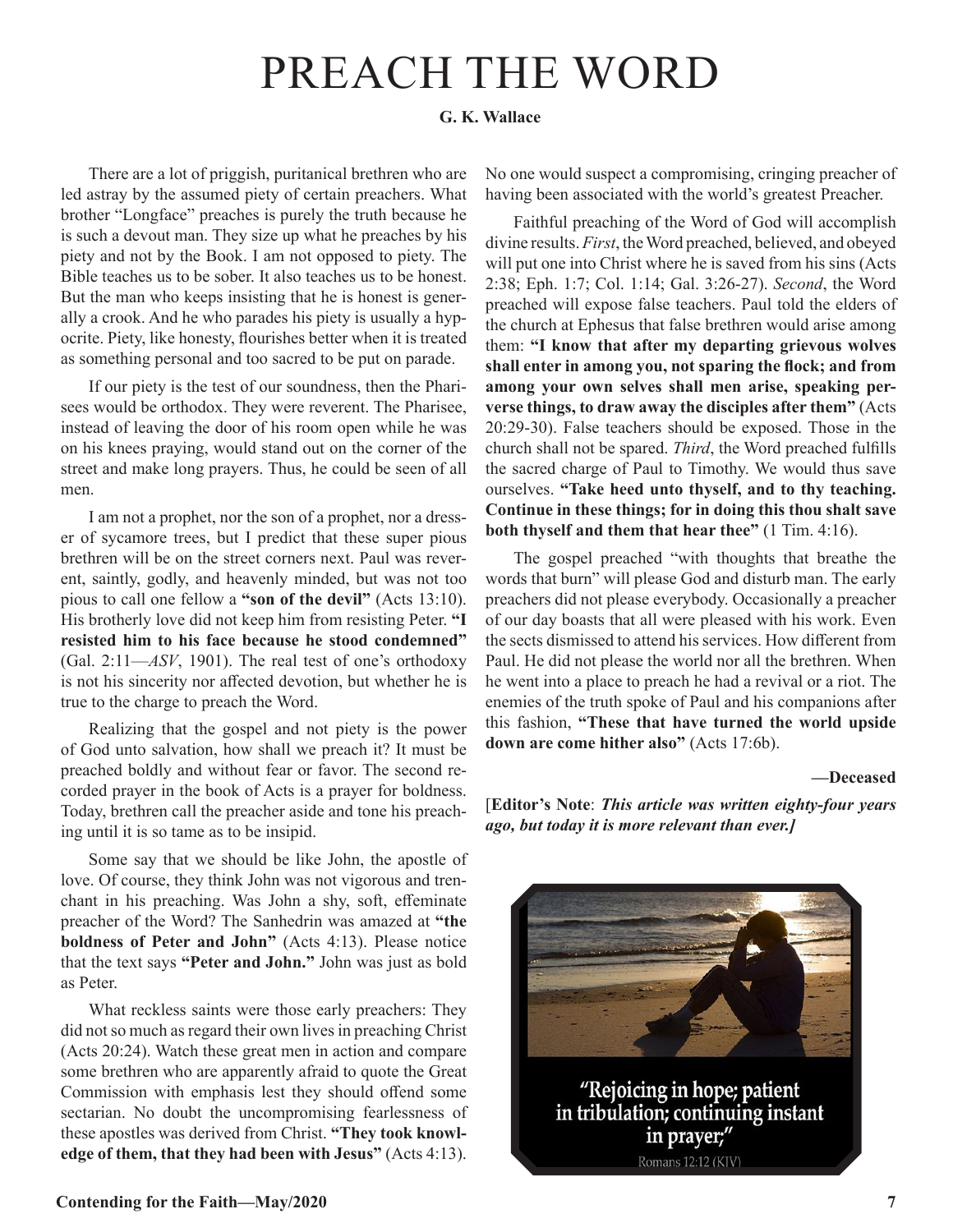# PREACH THE WORD

**G. K. Wallace**

There are a lot of priggish, puritanical brethren who are led astray by the assumed piety of certain preachers. What brother "Longface" preaches is purely the truth because he is such a devout man. They size up what he preaches by his piety and not by the Book. I am not opposed to piety. The Bible teaches us to be sober. It also teaches us to be honest. But the man who keeps insisting that he is honest is generally a crook. And he who parades his piety is usually a hypocrite. Piety, like honesty, flourishes better when it is treated as something personal and too sacred to be put on parade.

If our piety is the test of our soundness, then the Pharisees would be orthodox. They were reverent. The Pharisee, instead of leaving the door of his room open while he was on his knees praying, would stand out on the corner of the street and make long prayers. Thus, he could be seen of all men.

I am not a prophet, nor the son of a prophet, nor a dresser of sycamore trees, but I predict that these super pious brethren will be on the street corners next. Paul was reverent, saintly, godly, and heavenly minded, but was not too pious to call one fellow a **"son of the devil"** (Acts 13:10). His brotherly love did not keep him from resisting Peter. **"I resisted him to his face because he stood condemned"** (Gal. 2:11—*ASV*, 1901). The real test of one's orthodoxy is not his sincerity nor affected devotion, but whether he is true to the charge to preach the Word.

Realizing that the gospel and not piety is the power of God unto salvation, how shall we preach it? It must be preached boldly and without fear or favor. The second recorded prayer in the book of Acts is a prayer for boldness. Today, brethren call the preacher aside and tone his preaching until it is so tame as to be insipid.

Some say that we should be like John, the apostle of love. Of course, they think John was not vigorous and trenchant in his preaching. Was John a shy, soft, effeminate preacher of the Word? The Sanhedrin was amazed at **"the boldness of Peter and John"** (Acts 4:13). Please notice that the text says **"Peter and John."** John was just as bold as Peter.

What reckless saints were those early preachers: They did not so much as regard their own lives in preaching Christ (Acts 20:24). Watch these great men in action and compare some brethren who are apparently afraid to quote the Great Commission with emphasis lest they should offend some sectarian. No doubt the uncompromising fearlessness of these apostles was derived from Christ. **"They took knowledge of them, that they had been with Jesus"** (Acts 4:13). No one would suspect a compromising, cringing preacher of having been associated with the world's greatest Preacher.

Faithful preaching of the Word of God will accomplish divine results. *First*, the Word preached, believed, and obeyed will put one into Christ where he is saved from his sins (Acts 2:38; Eph. 1:7; Col. 1:14; Gal. 3:26-27). *Second*, the Word preached will expose false teachers. Paul told the elders of the church at Ephesus that false brethren would arise among them: **"I know that after my departing grievous wolves shall enter in among you, not sparing the flock; and from among your own selves shall men arise, speaking perverse things, to draw away the disciples after them"** (Acts 20:29-30). False teachers should be exposed. Those in the church shall not be spared. *Third*, the Word preached fulfills the sacred charge of Paul to Timothy. We would thus save ourselves. **"Take heed unto thyself, and to thy teaching. Continue in these things; for in doing this thou shalt save both thyself and them that hear thee"** (1 Tim. 4:16).

The gospel preached "with thoughts that breathe the words that burn" will please God and disturb man. The early preachers did not please everybody. Occasionally a preacher of our day boasts that all were pleased with his work. Even the sects dismissed to attend his services. How different from Paul. He did not please the world nor all the brethren. When he went into a place to preach he had a revival or a riot. The enemies of the truth spoke of Paul and his companions after this fashion, **"These that have turned the world upside down are come hither also"** (Acts 17:6b).

**—Deceased**

[**Editor's Note**: ***This article was written eighty-four years ago, but today it is more relevant than ever.]***

"Rejoicing in hope; patient in tribulation; continuing instant in prayer;"
Romans 12:12 (KJV)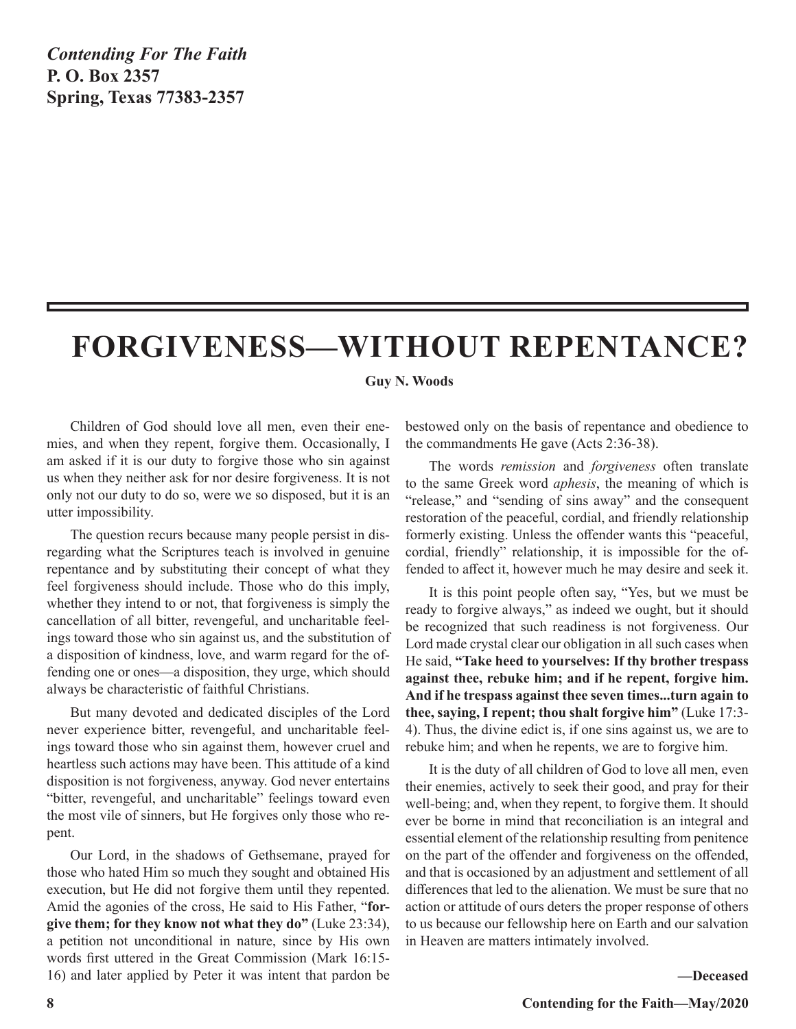*Contending For The Faith*
**P. O. Box 2357**
**Spring, Texas 77383-2357**

# FORGIVENESS—WITHOUT REPENTANCE?

**Guy N. Woods**

Children of God should love all men, even their enemies, and when they repent, forgive them. Occasionally, I am asked if it is our duty to forgive those who sin against us when they neither ask for nor desire forgiveness. It is not only not our duty to do so, were we so disposed, but it is an utter impossibility.

The question recurs because many people persist in disregarding what the Scriptures teach is involved in genuine repentance and by substituting their concept of what they feel forgiveness should include. Those who do this imply, whether they intend to or not, that forgiveness is simply the cancellation of all bitter, revengeful, and uncharitable feelings toward those who sin against us, and the substitution of a disposition of kindness, love, and warm regard for the offending one or ones—a disposition, they urge, which should always be characteristic of faithful Christians.

But many devoted and dedicated disciples of the Lord never experience bitter, revengeful, and uncharitable feelings toward those who sin against them, however cruel and heartless such actions may have been. This attitude of a kind disposition is not forgiveness, anyway. God never entertains "bitter, revengeful, and uncharitable" feelings toward even the most vile of sinners, but He forgives only those who repent.

Our Lord, in the shadows of Gethsemane, prayed for those who hated Him so much they sought and obtained His execution, but He did not forgive them until they repented. Amid the agonies of the cross, He said to His Father, "**forgive them; for they know not what they do"** (Luke 23:34), a petition not unconditional in nature, since by His own words first uttered in the Great Commission (Mark 16:15-16) and later applied by Peter it was intent that pardon be bestowed only on the basis of repentance and obedience to the commandments He gave (Acts 2:36-38).

The words *remission* and *forgiveness* often translate to the same Greek word *aphesis*, the meaning of which is "release," and "sending of sins away" and the consequent restoration of the peaceful, cordial, and friendly relationship formerly existing. Unless the offender wants this "peaceful, cordial, friendly" relationship, it is impossible for the offended to affect it, however much he may desire and seek it.

It is this point people often say, "Yes, but we must be ready to forgive always," as indeed we ought, but it should be recognized that such readiness is not forgiveness. Our Lord made crystal clear our obligation in all such cases when He said, **"Take heed to yourselves: If thy brother trespass against thee, rebuke him; and if he repent, forgive him. And if he trespass against thee seven times...turn again to thee, saying, I repent; thou shalt forgive him"** (Luke 17:3-4). Thus, the divine edict is, if one sins against us, we are to rebuke him; and when he repents, we are to forgive him.

It is the duty of all children of God to love all men, even their enemies, actively to seek their good, and pray for their well-being; and, when they repent, to forgive them. It should ever be borne in mind that reconciliation is an integral and essential element of the relationship resulting from penitence on the part of the offender and forgiveness on the offended, and that is occasioned by an adjustment and settlement of all differences that led to the alienation. We must be sure that no action or attitude of ours deters the proper response of others to us because our fellowship here on Earth and our salvation in Heaven are matters intimately involved.

**—Deceased**